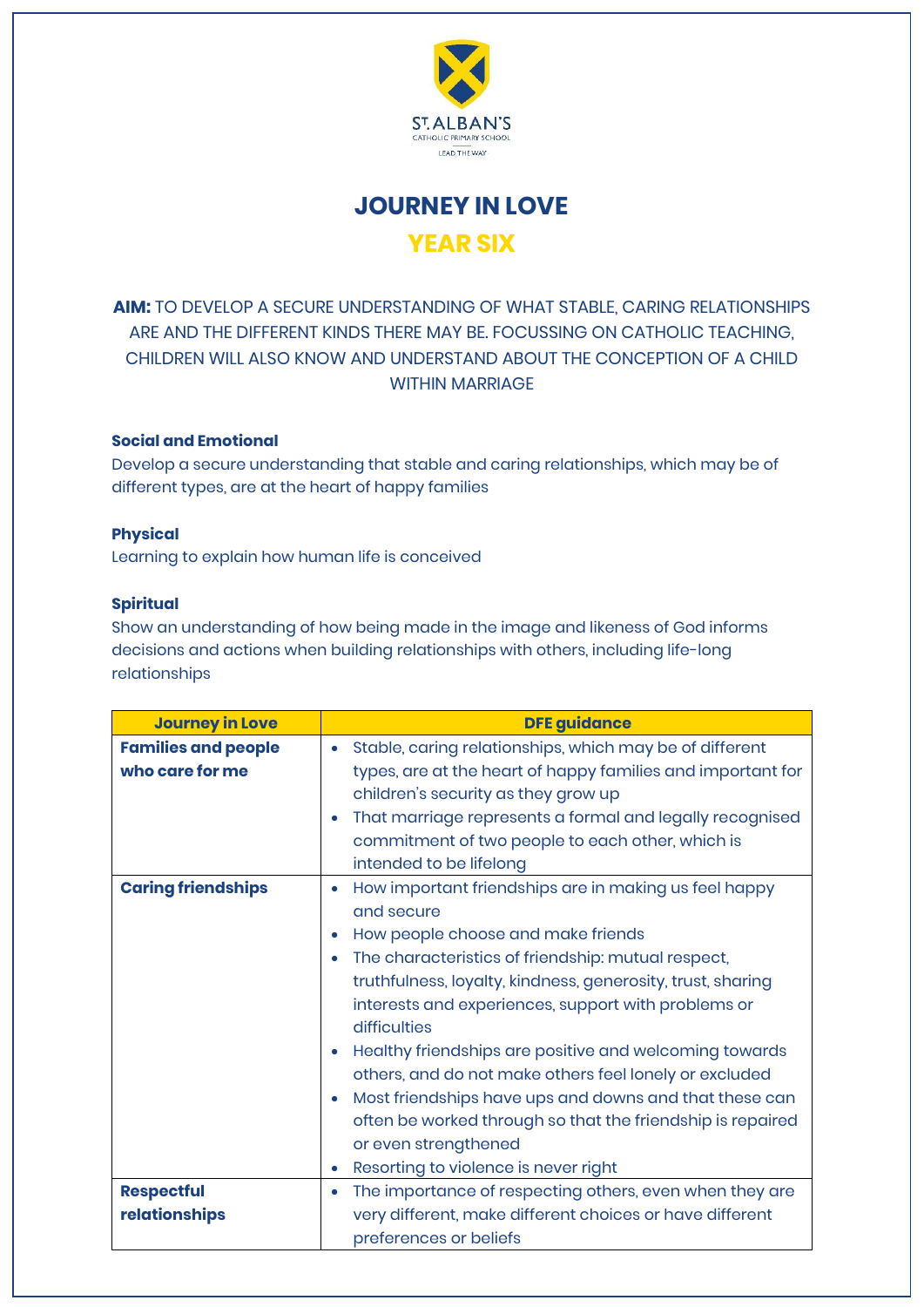ST. ALBAN'S
CATHOLIC PRIMARY SCHOOL
LEAD THE WAY

# JOURNEY IN LOVE

## YEAR SIX

**AIM:** TO DEVELOP A SECURE UNDERSTANDING OF WHAT STABLE, CARING RELATIONSHIPS ARE AND THE DIFFERENT KINDS THERE MAY BE. FOCUSSING ON CATHOLIC TEACHING, CHILDREN WILL ALSO KNOW AND UNDERSTAND ABOUT THE CONCEPTION OF A CHILD WITHIN MARRIAGE

**Social and Emotional**
Develop a secure understanding that stable and caring relationships, which may be of different types, are at the heart of happy families

**Physical**
Learning to explain how human life is conceived

**Spiritual**
Show an understanding of how being made in the image and likeness of God informs decisions and actions when building relationships with others, including life-long relationships

| Journey in Love | DFE guidance |
|---|---|
| **Families and people who care for me** | • Stable, caring relationships, which may be of different types, are at the heart of happy families and important for children's security as they grow up<br>• That marriage represents a formal and legally recognised commitment of two people to each other, which is intended to be lifelong |
| **Caring friendships** | • How important friendships are in making us feel happy and secure<br>• How people choose and make friends<br>• The characteristics of friendship: mutual respect, truthfulness, loyalty, kindness, generosity, trust, sharing interests and experiences, support with problems or difficulties<br>• Healthy friendships are positive and welcoming towards others, and do not make others feel lonely or excluded<br>• Most friendships have ups and downs and that these can often be worked through so that the friendship is repaired or even strengthened<br>• Resorting to violence is never right |
| **Respectful relationships** | • The importance of respecting others, even when they are very different, make different choices or have different preferences or beliefs |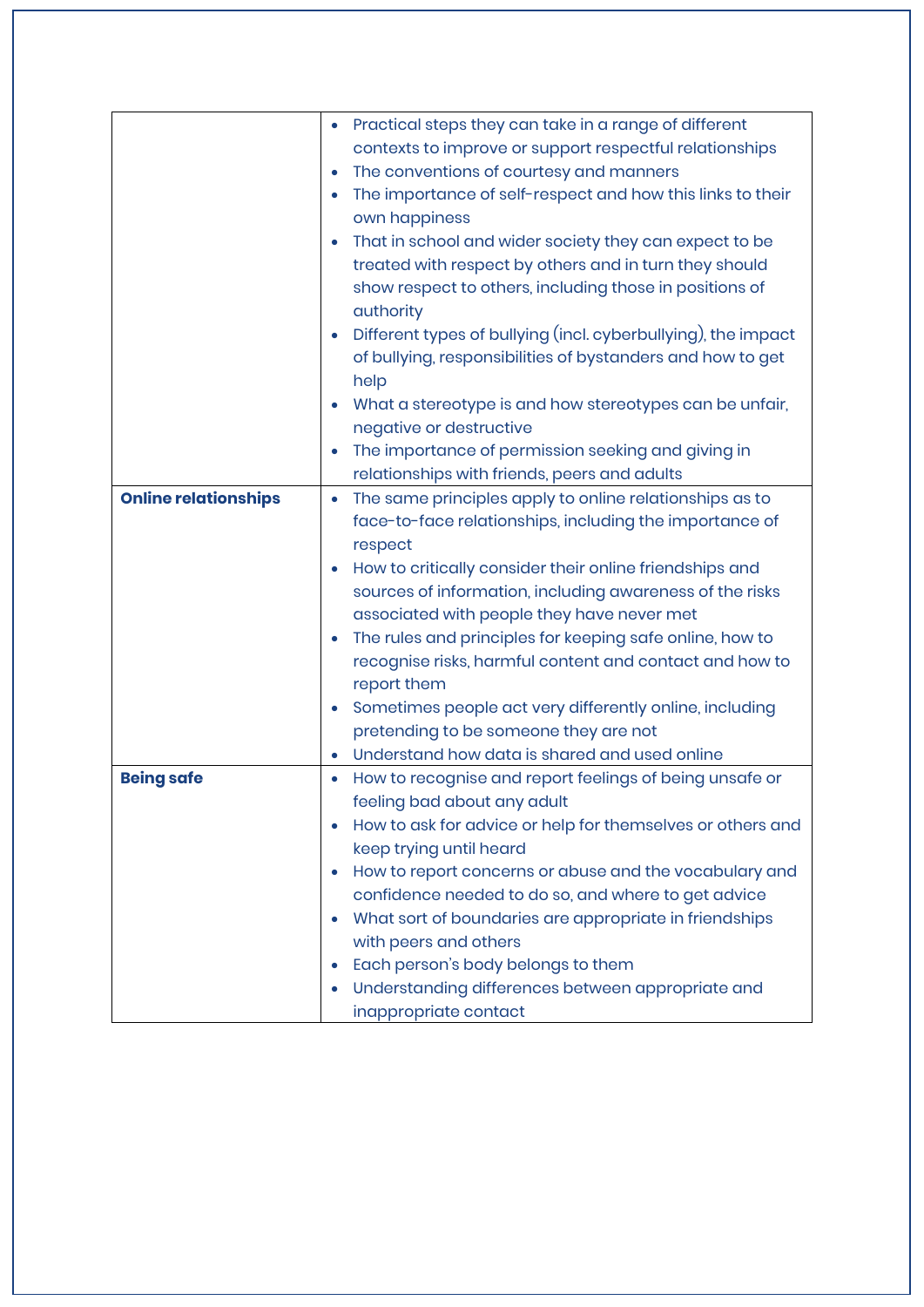| | |
|---|---|
| | • Practical steps they can take in a range of different contexts to improve or support respectful relationships<br>• The conventions of courtesy and manners<br>• The importance of self-respect and how this links to their own happiness<br>• That in school and wider society they can expect to be treated with respect by others and in turn they should show respect to others, including those in positions of authority<br>• Different types of bullying (incl. cyberbullying), the impact of bullying, responsibilities of bystanders and how to get help<br>• What a stereotype is and how stereotypes can be unfair, negative or destructive<br>• The importance of permission seeking and giving in relationships with friends, peers and adults |
| **Online relationships** | • The same principles apply to online relationships as to face-to-face relationships, including the importance of respect<br>• How to critically consider their online friendships and sources of information, including awareness of the risks associated with people they have never met<br>• The rules and principles for keeping safe online, how to recognise risks, harmful content and contact and how to report them<br>• Sometimes people act very differently online, including pretending to be someone they are not<br>• Understand how data is shared and used online |
| **Being safe** | • How to recognise and report feelings of being unsafe or feeling bad about any adult<br>• How to ask for advice or help for themselves or others and keep trying until heard<br>• How to report concerns or abuse and the vocabulary and confidence needed to do so, and where to get advice<br>• What sort of boundaries are appropriate in friendships with peers and others<br>• Each person's body belongs to them<br>• Understanding differences between appropriate and inappropriate contact |